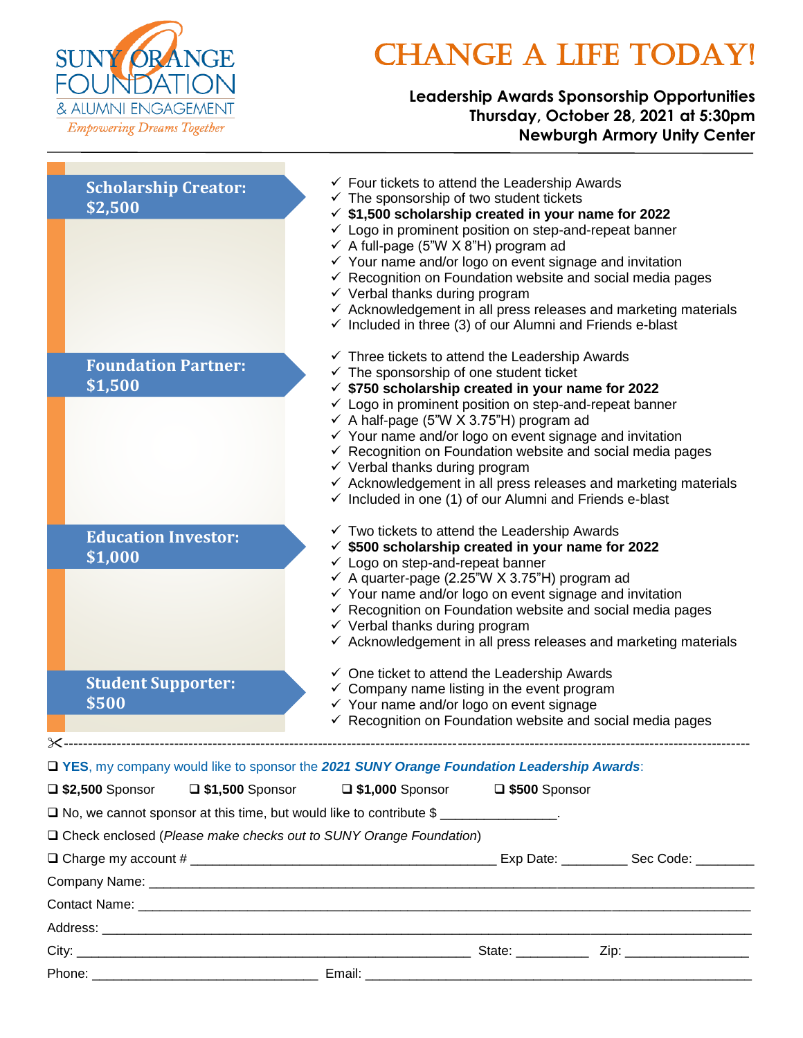SUNY ORANGE FOUNDATION & ALUMNI ENGAGEMENT

*Empowering Dreams Together*

# CHANGE A LIFE TODAY!

**Leadership Awards Sponsorship Opportunities**
**Thursday, October 28, 2021 at 5:30pm**
**Newburgh Armory Unity Center**

---

## Scholarship Creator: $2,500

- ✓ Four tickets to attend the Leadership Awards
- ✓ The sponsorship of two student tickets
- ✓ **$1,500 scholarship created in your name for 2022**
- ✓ Logo in prominent position on step-and-repeat banner
- ✓ A full-page (5"W X 8"H) program ad
- ✓ Your name and/or logo on event signage and invitation
- ✓ Recognition on Foundation website and social media pages
- ✓ Verbal thanks during program
- ✓ Acknowledgement in all press releases and marketing materials
- ✓ Included in three (3) of our Alumni and Friends e-blast

## Foundation Partner: $1,500

- ✓ Three tickets to attend the Leadership Awards
- ✓ The sponsorship of one student ticket
- ✓ **$750 scholarship created in your name for 2022**
- ✓ Logo in prominent position on step-and-repeat banner
- ✓ A half-page (5"W X 3.75"H) program ad
- ✓ Your name and/or logo on event signage and invitation
- ✓ Recognition on Foundation website and social media pages
- ✓ Verbal thanks during program
- ✓ Acknowledgement in all press releases and marketing materials
- ✓ Included in one (1) of our Alumni and Friends e-blast

## Education Investor: $1,000

- ✓ Two tickets to attend the Leadership Awards
- ✓ **$500 scholarship created in your name for 2022**
- ✓ Logo on step-and-repeat banner
- ✓ A quarter-page (2.25"W X 3.75"H) program ad
- ✓ Your name and/or logo on event signage and invitation
- ✓ Recognition on Foundation website and social media pages
- ✓ Verbal thanks during program
- ✓ Acknowledgement in all press releases and marketing materials

## Student Supporter: $500

- ✓ One ticket to attend the Leadership Awards
- ✓ Company name listing in the event program
- ✓ Your name and/or logo on event signage
- ✓ Recognition on Foundation website and social media pages

✂------------------------------------------------------------------------------------------------

❑ **YES**, my company would like to sponsor the ***2021 SUNY Orange Foundation Leadership Awards***:

❑ **$2,500** Sponsor ❑ **$1,500** Sponsor ❑ **$1,000** Sponsor ❑ **$500** Sponsor

❑ No, we cannot sponsor at this time, but would like to contribute $ _______________.

❑ Check enclosed (*Please make checks out to SUNY Orange Foundation*)

❑ Charge my account # ________________________________________ Exp Date: ________ Sec Code: ________

Company Name: ________________________________________________________________________________

Contact Name: ________________________________________________________________________________

Address: _____________________________________________________________________________________

City: ____________________________________________________ State: _________ Zip: ________________

Phone: ______________________________ Email: ____________________________________________________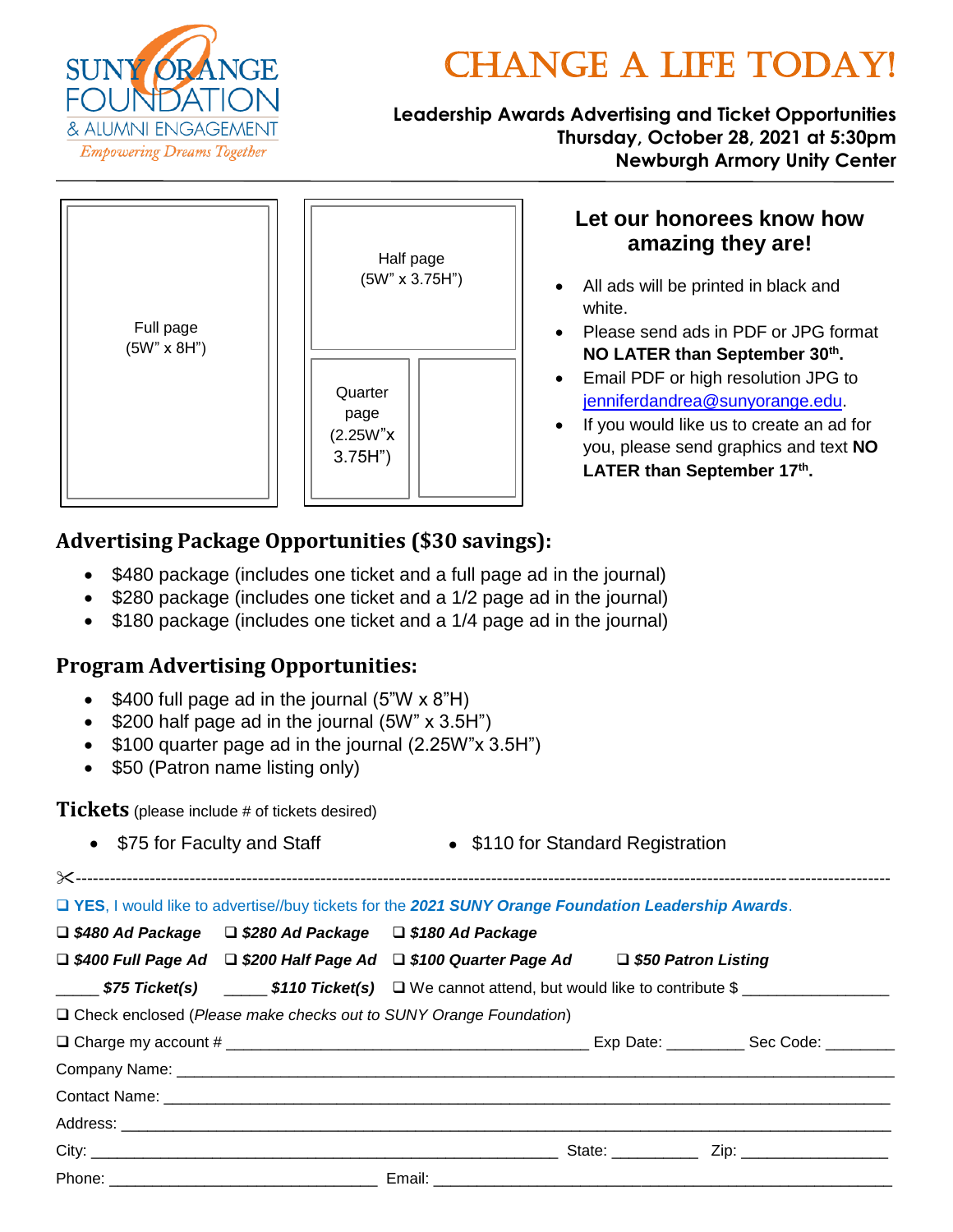SUNY ORANGE FOUNDATION & ALUMNI ENGAGEMENT
*Empowering Dreams Together*

# CHANGE A LIFE TODAY!

**Leadership Awards Advertising and Ticket Opportunities**
**Thursday, October 28, 2021 at 5:30pm**
**Newburgh Armory Unity Center**

Full page (5W" x 8H")

Half page (5W" x 3.75H")

Quarter page (2.25W"x 3.75H")

### Let our honorees know how amazing they are!

- All ads will be printed in black and white.
- Please send ads in PDF or JPG format **NO LATER than September 30th.**
- Email PDF or high resolution JPG to jenniferdandrea@sunyorange.edu.
- If you would like us to create an ad for you, please send graphics and text **NO LATER than September 17th.**

## Advertising Package Opportunities ($30 savings):

- $480 package (includes one ticket and a full page ad in the journal)
- $280 package (includes one ticket and a 1/2 page ad in the journal)
- $180 package (includes one ticket and a 1/4 page ad in the journal)

## Program Advertising Opportunities:

- $400 full page ad in the journal (5"W x 8"H)
- $200 half page ad in the journal (5W" x 3.5H")
- $100 quarter page ad in the journal (2.25W"x 3.5H")
- $50 (Patron name listing only)

## Tickets (please include # of tickets desired)

- $75 for Faculty and Staff
- $110 for Standard Registration

✂------------------------------------------------------------------------------------------------

❑ **YES**, I would like to advertise//buy tickets for the ***2021 SUNY Orange Foundation Leadership Awards***.

❑ ***$480 Ad Package*** ❑ ***$280 Ad Package*** ❑ ***$180 Ad Package***

❑ ***$400 Full Page Ad*** ❑ ***$200 Half Page Ad*** ❑ ***$100 Quarter Page Ad*** ❑ ***$50 Patron Listing***

_____ ***$75 Ticket(s)*** _____ ***$110 Ticket(s)*** ❑ We cannot attend, but would like to contribute $ ________________

❑ Check enclosed (*Please make checks out to SUNY Orange Foundation*)

❑ Charge my account # ____________________________________________ Exp Date: _________ Sec Code: ________

Company Name: ________________________________________________________________________________

Contact Name: _________________________________________________________________________________

Address: ______________________________________________________________________________________

City: _________________________________________________________ State: __________ Zip: _________________

Phone: ________________________________ Email: ____________________________________________________